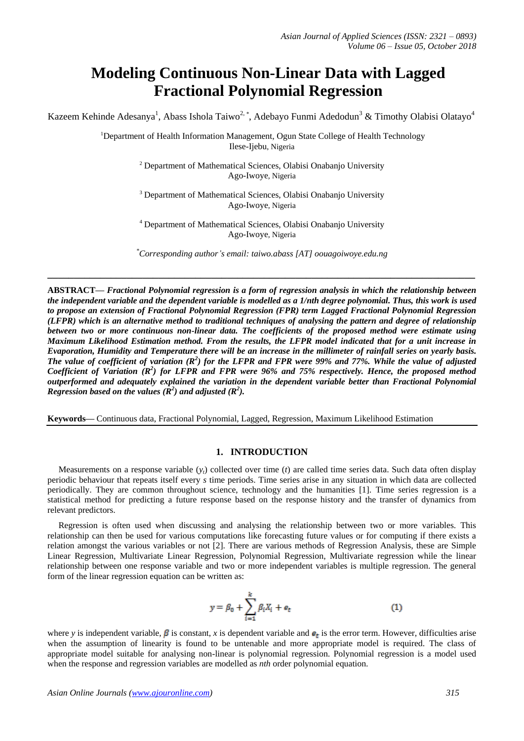# Modeling Continuous Non-Linear Data with Lagged Fractional Polynomial Regression

Kazeem Kehinde Adesanya[1], Abass Ishola Taiwo[2,*], Adebayo Funmi Adedodun[3] & Timothy Olabisi Olatayo[4]

[1]Department of Health Information Management, Ogun State College of Health Technology
Ilese-Ijebu, Nigeria

[2] Department of Mathematical Sciences, Olabisi Onabanjo University
Ago-Iwoye, Nigeria

[3] Department of Mathematical Sciences, Olabisi Onabanjo University
Ago-Iwoye, Nigeria

[4] Department of Mathematical Sciences, Olabisi Onabanjo University
Ago-Iwoye, Nigeria

[*]*Corresponding author's email: taiwo.abass [AT] oouagoiwoye.edu.ng*

---

**ABSTRACT—** ***Fractional Polynomial regression is a form of regression analysis in which the relationship between the independent variable and the dependent variable is modelled as a 1/nth degree polynomial. Thus, this work is used to propose an extension of Fractional Polynomial Regression (FPR) term Lagged Fractional Polynomial Regression (LFPR) which is an alternative method to traditional techniques of analysing the pattern and degree of relationship between two or more continuous non-linear data. The coefficients of the proposed method were estimate using Maximum Likelihood Estimation method. From the results, the LFPR model indicated that for a unit increase in Evaporation, Humidity and Temperature there will be an increase in the millimeter of rainfall series on yearly basis. The value of coefficient of variation ($R^2$) for the LFPR and FPR were 99% and 77%. While the value of adjusted Coefficient of Variation ($R^2$) for LFPR and FPR were 96% and 75% respectively. Hence, the proposed method outperformed and adequately explained the variation in the dependent variable better than Fractional Polynomial Regression based on the values ($R^2$) and adjusted ($R^2$).***

**Keywords—** Continuous data, Fractional Polynomial, Lagged, Regression, Maximum Likelihood Estimation

---

## 1. INTRODUCTION

Measurements on a response variable ($y_t$) collected over time ($t$) are called time series data. Such data often display periodic behaviour that repeats itself every $s$ time periods. Time series arise in any situation in which data are collected periodically. They are common throughout science, technology and the humanities [1]. Time series regression is a statistical method for predicting a future response based on the response history and the transfer of dynamics from relevant predictors.

Regression is often used when discussing and analysing the relationship between two or more variables. This relationship can then be used for various computations like forecasting future values or for computing if there exists a relation amongst the various variables or not [2]. There are various methods of Regression Analysis, these are Simple Linear Regression, Multivariate Linear Regression, Polynomial Regression, Multivariate regression while the linear relationship between one response variable and two or more independent variables is multiple regression. The general form of the linear regression equation can be written as:

$$y = \beta_0 + \sum_{i=1}^{k} \beta_i X_i + e_t \qquad (1)$$

where $y$ is independent variable, $\beta$ is constant, $x$ is dependent variable and $e_t$ is the error term. However, difficulties arise when the assumption of linearity is found to be untenable and more appropriate model is required. The class of appropriate model suitable for analysing non-linear is polynomial regression. Polynomial regression is a model used when the response and regression variables are modelled as *nth* order polynomial equation.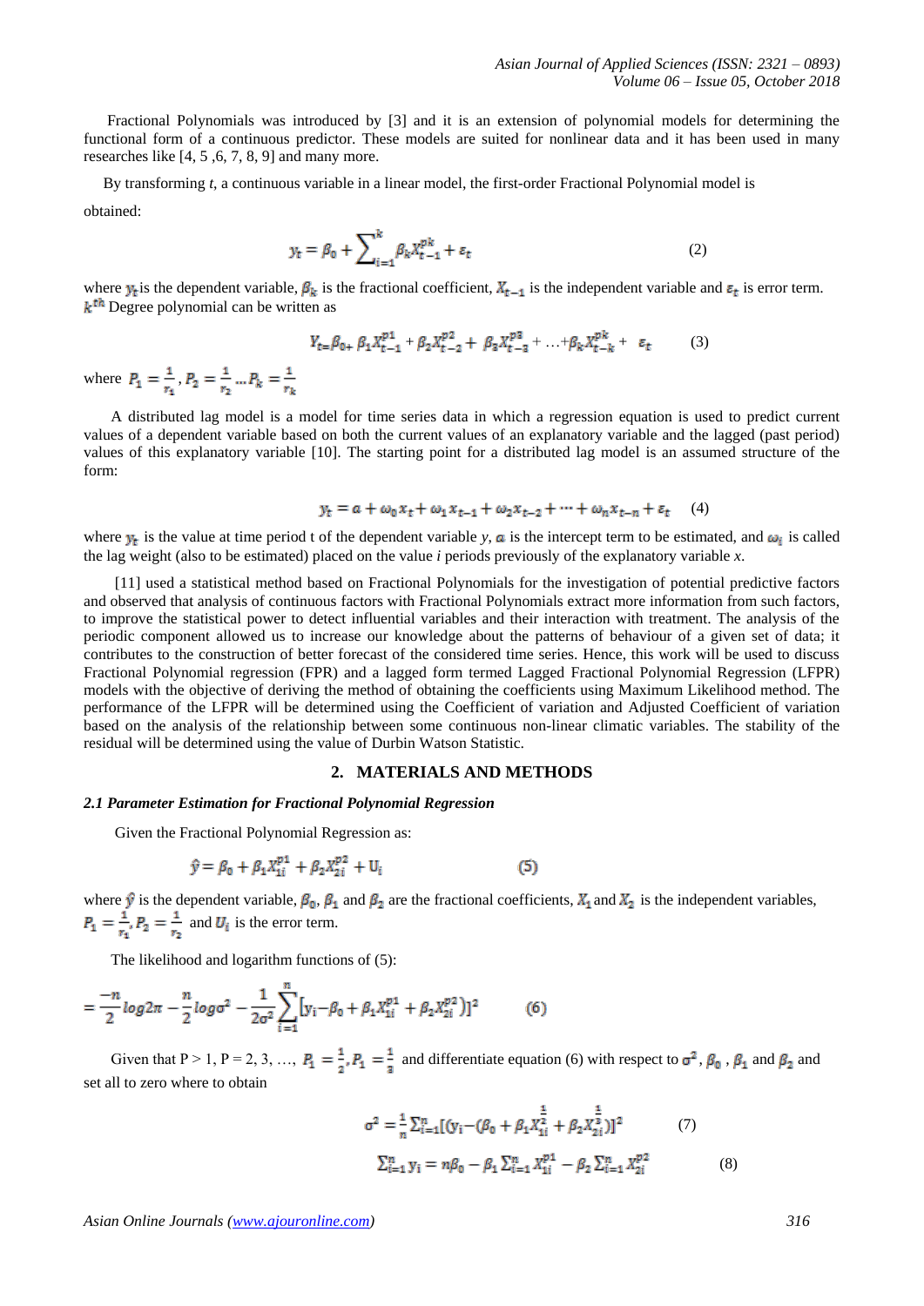Fractional Polynomials was introduced by [3] and it is an extension of polynomial models for determining the functional form of a continuous predictor. These models are suited for nonlinear data and it has been used in many researches like [4, 5 ,6, 7, 8, 9] and many more.

By transforming *t*, a continuous variable in a linear model, the first-order Fractional Polynomial model is obtained:

$$y_t = \beta_0 + \sum_{i=1}^{k} \beta_k X_{t-1}^{pk} + \varepsilon_t \tag{2}$$

where $y_t$ is the dependent variable, $\beta_k$ is the fractional coefficient, $X_{t-1}$ is the independent variable and $\varepsilon_t$ is error term. $k^{th}$ Degree polynomial can be written as

$$Y_{t=}\beta_{0+}\ \beta_1 X_{t-1}^{p1} + \beta_2 X_{t-2}^{p2} + \ \beta_3 X_{t-3}^{p3} + \ldots + \beta_k X_{t-k}^{pk} + \ \varepsilon_t \tag{3}$$

where $P_1 = \frac{1}{r_1}, P_2 = \frac{1}{r_2} \ldots P_k = \frac{1}{r_k}$

A distributed lag model is a model for time series data in which a regression equation is used to predict current values of a dependent variable based on both the current values of an explanatory variable and the lagged (past period) values of this explanatory variable [10]. The starting point for a distributed lag model is an assumed structure of the form:

$$y_t = \alpha + \omega_0 x_t + \omega_1 x_{t-1} + \omega_2 x_{t-2} + \cdots + \omega_n x_{t-n} + \varepsilon_t \tag{4}$$

where $y_t$ is the value at time period t of the dependent variable *y*, $\alpha$ is the intercept term to be estimated, and $\omega_i$ is called the lag weight (also to be estimated) placed on the value *i* periods previously of the explanatory variable *x*.

[11] used a statistical method based on Fractional Polynomials for the investigation of potential predictive factors and observed that analysis of continuous factors with Fractional Polynomials extract more information from such factors, to improve the statistical power to detect influential variables and their interaction with treatment. The analysis of the periodic component allowed us to increase our knowledge about the patterns of behaviour of a given set of data; it contributes to the construction of better forecast of the considered time series. Hence, this work will be used to discuss Fractional Polynomial regression (FPR) and a lagged form termed Lagged Fractional Polynomial Regression (LFPR) models with the objective of deriving the method of obtaining the coefficients using Maximum Likelihood method. The performance of the LFPR will be determined using the Coefficient of variation and Adjusted Coefficient of variation based on the analysis of the relationship between some continuous non-linear climatic variables. The stability of the residual will be determined using the value of Durbin Watson Statistic.

## 2. MATERIALS AND METHODS

### *2.1 Parameter Estimation for Fractional Polynomial Regression*

Given the Fractional Polynomial Regression as:

$$\hat{y} = \beta_0 + \beta_1 X_{1i}^{p1} + \beta_2 X_{2i}^{p2} + U_i \tag{5}$$

where $\hat{y}$ is the dependent variable, $\beta_0$, $\beta_1$ and $\beta_2$ are the fractional coefficients, $X_1$ and $X_2$ is the independent variables, $P_1 = \frac{1}{r_1}, P_2 = \frac{1}{r_2}$ and $U_i$ is the error term.

The likelihood and logarithm functions of (5):

$$= \frac{-n}{2}\log 2\pi - \frac{n}{2}\log\sigma^2 - \frac{1}{2\sigma^2}\sum_{i=1}^{n}[y_i - \beta_0 + \beta_1 X_{1i}^{p1} + \beta_2 X_{2i}^{p2})]^2 \tag{6}$$

Given that P > 1, P = 2, 3, …, $P_1 = \frac{1}{2}, P_1 = \frac{1}{3}$ and differentiate equation (6) with respect to $\sigma^2$, $\beta_0$ , $\beta_1$ and $\beta_2$ and set all to zero where to obtain

$$\sigma^2 = \frac{1}{n}\sum_{i=1}^{n}[(y_i - (\beta_0 + \beta_1 X_{1i}^{\frac{1}{2}} + \beta_2 X_{2i}^{\frac{1}{3}})]^2 \tag{7}$$

$$\sum_{i=1}^{n} y_i = n\beta_0 - \beta_1 \sum_{i=1}^{n} X_{1i}^{p1} - \beta_2 \sum_{i=1}^{n} X_{2i}^{p2} \tag{8}$$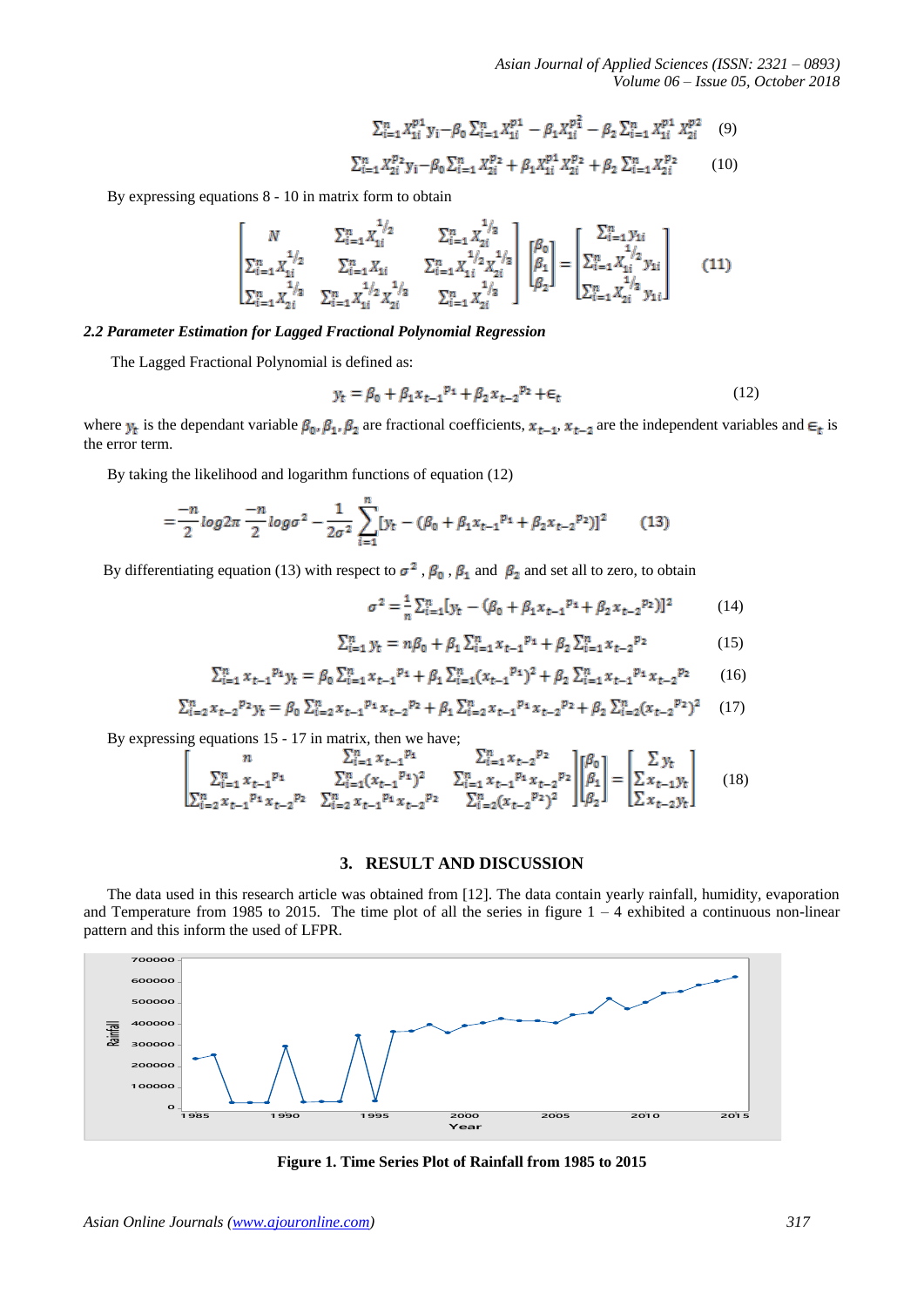$$\sum_{i=1}^{n} X_{1i}^{p1} y_i - \beta_0 \sum_{i=1}^{n} X_{1i}^{p1} - \beta_1 X_{1i}^{p_1^2} - \beta_2 \sum_{i=1}^{n} X_{1i}^{p1} X_{2i}^{p2} \quad (9)$$

$$\sum_{i=1}^{n} X_{2i}^{p2} y_i - \beta_0 \sum_{i=1}^{n} X_{2i}^{p2} + \beta_1 X_{1i}^{p1} X_{2i}^{p2} + \beta_2 \sum_{i=1}^{n} X_{2i}^{p2} \quad (10)$$

By expressing equations 8 - 10 in matrix form to obtain

$$\begin{bmatrix} N & \sum_{i=1}^{n} X_{1i}^{1/2} & \sum_{i=1}^{n} X_{2i}^{1/3} \\ \sum_{i=1}^{n} X_{1i}^{1/2} & \sum_{i=1}^{n} X_{1i} & \sum_{i=1}^{n} X_{1i}^{1/2} X_{2i}^{1/3} \\ \sum_{i=1}^{n} X_{2i}^{1/3} & \sum_{i=1}^{n} X_{1i}^{1/2} X_{2i}^{1/3} & \sum_{i=1}^{n} X_{2i}^{1/3} \end{bmatrix} \begin{bmatrix} \beta_0 \\ \beta_1 \\ \beta_2 \end{bmatrix} = \begin{bmatrix} \sum_{i=1}^{n} y_{1i} \\ \sum_{i=1}^{n} X_{1i}^{1/2} y_{1i} \\ \sum_{i=1}^{n} X_{2i}^{1/3} y_{1i} \end{bmatrix} \quad (11)$$

### *2.2 Parameter Estimation for Lagged Fractional Polynomial Regression*

The Lagged Fractional Polynomial is defined as:

$$y_t = \beta_0 + \beta_1 x_{t-1}^{p_1} + \beta_2 x_{t-2}^{p_2} + \epsilon_t \quad (12)$$

where $y_t$ is the dependant variable $\beta_0, \beta_1, \beta_2$ are fractional coefficients, $x_{t-1}, x_{t-2}$ are the independent variables and $\epsilon_t$ is the error term.

By taking the likelihood and logarithm functions of equation (12)

$$= \frac{-n}{2} log 2\pi \frac{-n}{2} log\sigma^2 - \frac{1}{2\sigma^2} \sum_{i=1}^{n} [y_t - (\beta_0 + \beta_1 x_{t-1}^{p_1} + \beta_2 x_{t-2}^{p_2})]^2 \quad (13)$$

By differentiating equation (13) with respect to $\sigma^2$ , $\beta_0$ , $\beta_1$ and $\beta_2$ and set all to zero, to obtain

$$\sigma^2 = \frac{1}{n} \sum_{i=1}^{n} [y_t - (\beta_0 + \beta_1 x_{t-1}^{p_1} + \beta_2 x_{t-2}^{p_2})]^2 \quad (14)$$

$$\sum_{i=1}^{n} y_t = n\beta_0 + \beta_1 \sum_{i=1}^{n} x_{t-1}^{p_1} + \beta_2 \sum_{i=1}^{n} x_{t-2}^{p_2} \quad (15)$$

$$\sum_{i=1}^{n} x_{t-1}^{p_1} y_t = \beta_0 \sum_{i=1}^{n} x_{t-1}^{p_1} + \beta_1 \sum_{i=1}^{n} (x_{t-1}^{p_1})^2 + \beta_2 \sum_{i=1}^{n} x_{t-1}^{p_1} x_{t-2}^{p_2} \quad (16)$$

$$\sum_{i=2}^{n} x_{t-2}^{p_2} y_t = \beta_0 \sum_{i=2}^{n} x_{t-1}^{p_1} x_{t-2}^{p_2} + \beta_1 \sum_{i=2}^{n} x_{t-1}^{p_1} x_{t-2}^{p_2} + \beta_2 \sum_{i=2}^{n} (x_{t-2}^{p_2})^2 \quad (17)$$

By expressing equations 15 - 17 in matrix, then we have;

$$\begin{bmatrix} n & \sum_{i=1}^{n} x_{t-1}^{p_1} & \sum_{i=1}^{n} x_{t-2}^{p_2} \\ \sum_{i=1}^{n} x_{t-1}^{p_1} & \sum_{i=1}^{n} (x_{t-1}^{p_1})^2 & \sum_{i=1}^{n} x_{t-1}^{p_1} x_{t-2}^{p_2} \\ \sum_{i=2}^{n} x_{t-1}^{p_1} x_{t-2}^{p_2} & \sum_{i=2}^{n} x_{t-1}^{p_1} x_{t-2}^{p_2} & \sum_{i=2}^{n} (x_{t-2}^{p_2})^2 \end{bmatrix} \begin{bmatrix} \beta_0 \\ \beta_1 \\ \beta_2 \end{bmatrix} = \begin{bmatrix} \sum y_t \\ \sum x_{t-1} y_t \\ \sum x_{t-2} y_t \end{bmatrix} \quad (18)$$

## 3. RESULT AND DISCUSSION

The data used in this research article was obtained from [12]. The data contain yearly rainfall, humidity, evaporation and Temperature from 1985 to 2015. The time plot of all the series in figure 1 – 4 exhibited a continuous non-linear pattern and this inform the used of LFPR.

**Figure 1. Time Series Plot of Rainfall from 1985 to 2015**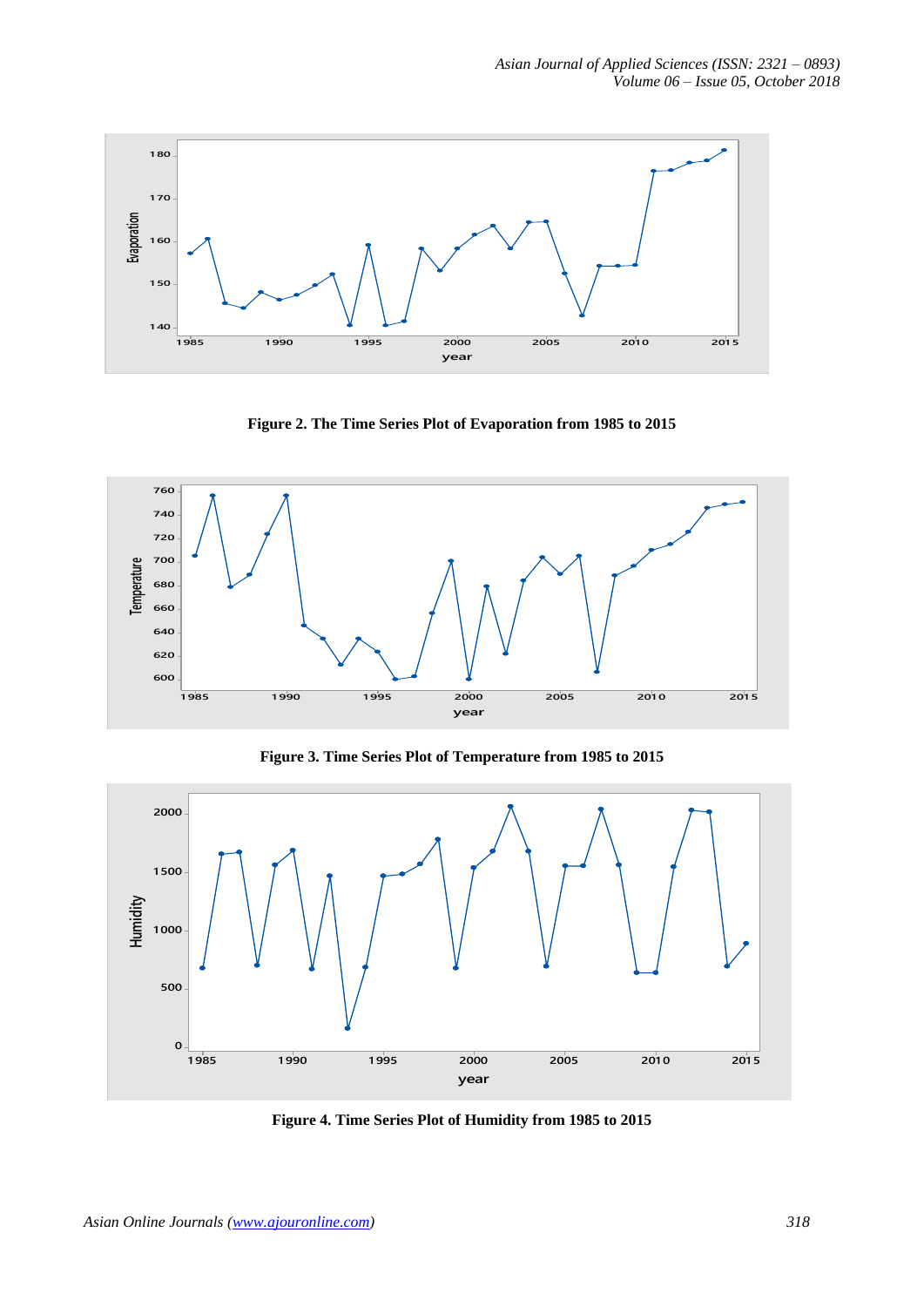**Figure 2. The Time Series Plot of Evaporation from 1985 to 2015**

**Figure 3. Time Series Plot of Temperature from 1985 to 2015**

**Figure 4. Time Series Plot of Humidity from 1985 to 2015**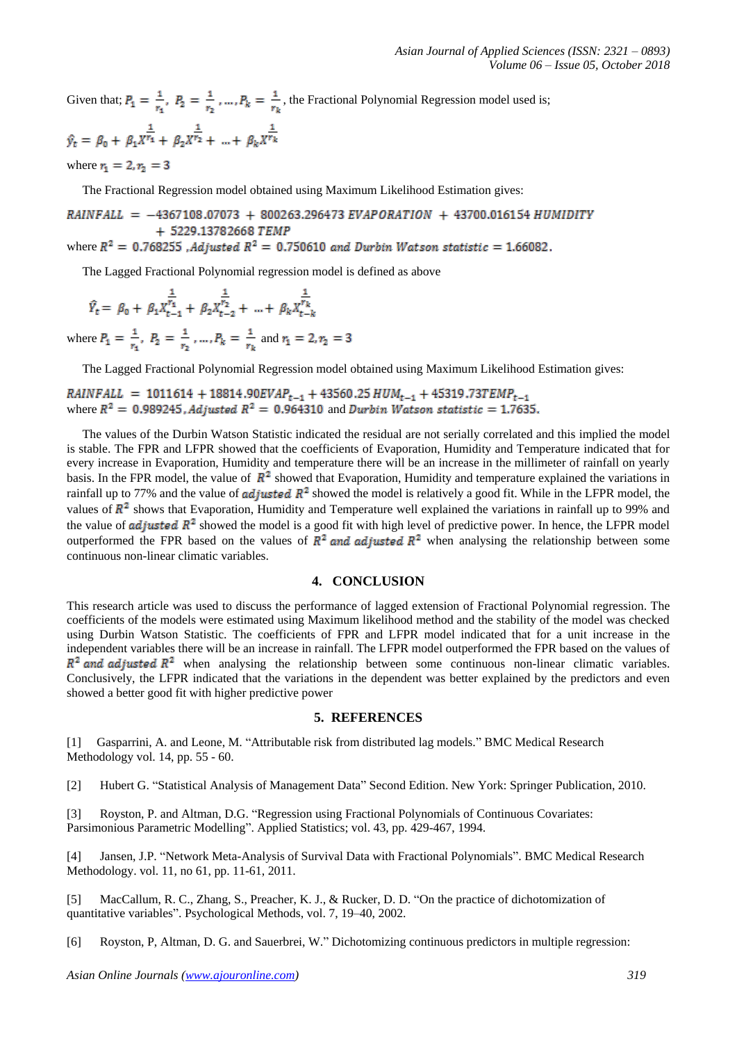Given that; $P_1 = \frac{1}{r_1}$, $P_2 = \frac{1}{r_2}$ , …, $P_k = \frac{1}{r_k}$ , the Fractional Polynomial Regression model used is;

$$\hat{y}_t = \beta_0 + \beta_1 X^{\frac{1}{r_1}} + \beta_2 X^{\frac{1}{r_2}} + \ldots + \beta_k X^{\frac{1}{r_k}}$$

where $r_1 = 2, r_2 = 3$

The Fractional Regression model obtained using Maximum Likelihood Estimation gives:

$$RAINFALL = -4367108.07073 + 800263.296473\ EVAPORATION + 43700.016154\ HUMIDITY + 5229.13782668\ TEMP$$

where $R^2 = 0.768255$ , $Adjusted\ R^2 = 0.750610$ $and\ Durbin\ Watson\ statistic = 1.66082$.

The Lagged Fractional Polynomial regression model is defined as above

$$\hat{Y}_t = \beta_0 + \beta_1 X_{t-1}^{\frac{1}{r_1}} + \beta_2 X_{t-2}^{\frac{1}{r_2}} + \ldots + \beta_k X_{t-k}^{\frac{1}{r_k}}$$

where $P_1 = \frac{1}{r_1}$, $P_2 = \frac{1}{r_2}$ , …, $P_k = \frac{1}{r_k}$ and $r_1 = 2, r_2 = 3$

The Lagged Fractional Polynomial Regression model obtained using Maximum Likelihood Estimation gives:

$$RAINFALL = 1011614 + 18814.90EVAP_{t-1} + 43560.25\ HUM_{t-1} + 45319.73TEMP_{t-1}$$

where $R^2 = 0.989245$, $Adjusted\ R^2 = 0.964310$ and $Durbin\ Watson\ statistic = 1.7635$.

The values of the Durbin Watson Statistic indicated the residual are not serially correlated and this implied the model is stable. The FPR and LFPR showed that the coefficients of Evaporation, Humidity and Temperature indicated that for every increase in Evaporation, Humidity and temperature there will be an increase in the millimeter of rainfall on yearly basis. In the FPR model, the value of $R^2$ showed that Evaporation, Humidity and temperature explained the variations in rainfall up to 77% and the value of $adjusted\ R^2$ showed the model is relatively a good fit. While in the LFPR model, the values of $R^2$ shows that Evaporation, Humidity and Temperature well explained the variations in rainfall up to 99% and the value of $adjusted\ R^2$ showed the model is a good fit with high level of predictive power. In hence, the LFPR model outperformed the FPR based on the values of $R^2$ $and$ $adjusted\ R^2$ when analysing the relationship between some continuous non-linear climatic variables.

## 4. CONCLUSION

This research article was used to discuss the performance of lagged extension of Fractional Polynomial regression. The coefficients of the models were estimated using Maximum likelihood method and the stability of the model was checked using Durbin Watson Statistic. The coefficients of FPR and LFPR model indicated that for a unit increase in the independent variables there will be an increase in rainfall. The LFPR model outperformed the FPR based on the values of $R^2$ $and$ $adjusted\ R^2$ when analysing the relationship between some continuous non-linear climatic variables. Conclusively, the LFPR indicated that the variations in the dependent was better explained by the predictors and even showed a better good fit with higher predictive power

## 5. REFERENCES

[1] Gasparrini, A. and Leone, M. "Attributable risk from distributed lag models." BMC Medical Research Methodology vol. 14, pp. 55 - 60.

[2] Hubert G. "Statistical Analysis of Management Data" Second Edition. New York: Springer Publication, 2010.

[3] Royston, P. and Altman, D.G. "Regression using Fractional Polynomials of Continuous Covariates: Parsimonious Parametric Modelling". Applied Statistics; vol. 43, pp. 429-467, 1994.

[4] Jansen, J.P. "Network Meta-Analysis of Survival Data with Fractional Polynomials". BMC Medical Research Methodology. vol. 11, no 61, pp. 11-61, 2011.

[5] MacCallum, R. C., Zhang, S., Preacher, K. J., & Rucker, D. D. "On the practice of dichotomization of quantitative variables". Psychological Methods, vol. 7, 19–40, 2002.

[6] Royston, P, Altman, D. G. and Sauerbrei, W." Dichotomizing continuous predictors in multiple regression: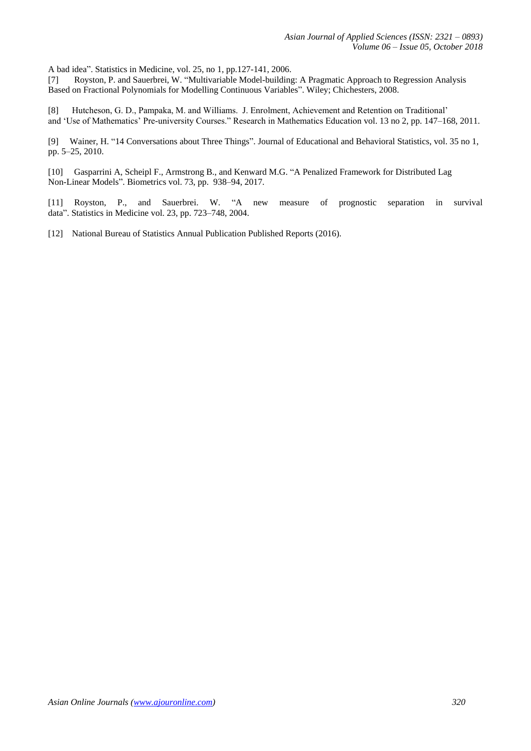A bad idea". Statistics in Medicine, vol. 25, no 1, pp.127-141, 2006.

[7] Royston, P. and Sauerbrei, W. "Multivariable Model-building: A Pragmatic Approach to Regression Analysis Based on Fractional Polynomials for Modelling Continuous Variables". Wiley; Chichesters, 2008.

[8] Hutcheson, G. D., Pampaka, M. and Williams. J. Enrolment, Achievement and Retention on Traditional' and 'Use of Mathematics' Pre-university Courses." Research in Mathematics Education vol. 13 no 2, pp. 147–168, 2011.

[9] Wainer, H. "14 Conversations about Three Things". Journal of Educational and Behavioral Statistics, vol. 35 no 1, pp. 5–25, 2010.

[10] Gasparrini A, Scheipl F., Armstrong B., and Kenward M.G. "A Penalized Framework for Distributed Lag Non-Linear Models". Biometrics vol. 73, pp. 938–94, 2017.

[11] Royston, P., and Sauerbrei. W. "A new measure of prognostic separation in survival data". Statistics in Medicine vol. 23, pp. 723–748, 2004.

[12] National Bureau of Statistics Annual Publication Published Reports (2016).